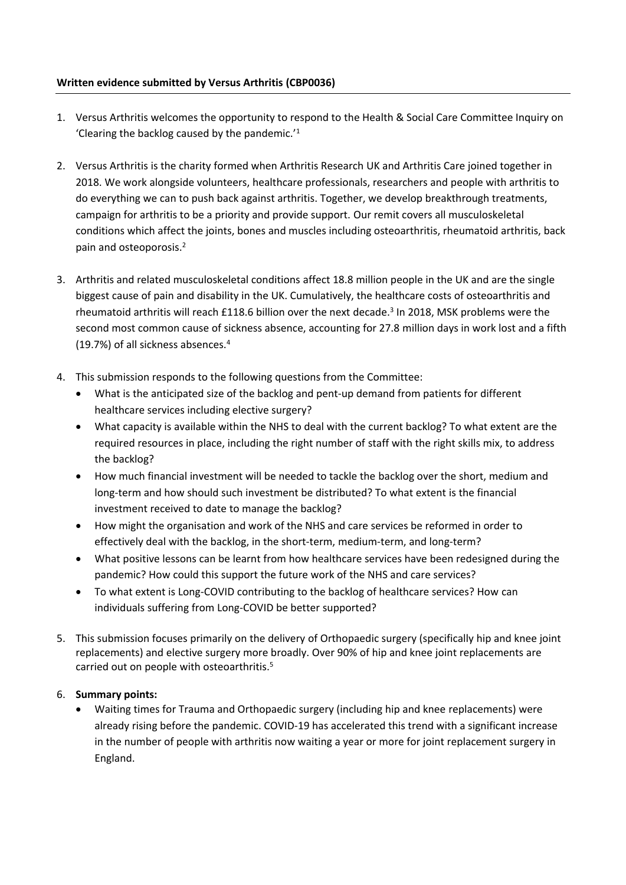**Written evidence submitted by Versus Arthritis (CBP0036)**

1. Versus Arthritis welcomes the opportunity to respond to the Health & Social Care Committee Inquiry on 'Clearing the backlog caused by the pandemic.'[1]

2. Versus Arthritis is the charity formed when Arthritis Research UK and Arthritis Care joined together in 2018. We work alongside volunteers, healthcare professionals, researchers and people with arthritis to do everything we can to push back against arthritis. Together, we develop breakthrough treatments, campaign for arthritis to be a priority and provide support. Our remit covers all musculoskeletal conditions which affect the joints, bones and muscles including osteoarthritis, rheumatoid arthritis, back pain and osteoporosis.[2]

3. Arthritis and related musculoskeletal conditions affect 18.8 million people in the UK and are the single biggest cause of pain and disability in the UK. Cumulatively, the healthcare costs of osteoarthritis and rheumatoid arthritis will reach £118.6 billion over the next decade.[3] In 2018, MSK problems were the second most common cause of sickness absence, accounting for 27.8 million days in work lost and a fifth (19.7%) of all sickness absences.[4]

4. This submission responds to the following questions from the Committee:
   - What is the anticipated size of the backlog and pent-up demand from patients for different healthcare services including elective surgery?
   - What capacity is available within the NHS to deal with the current backlog? To what extent are the required resources in place, including the right number of staff with the right skills mix, to address the backlog?
   - How much financial investment will be needed to tackle the backlog over the short, medium and long-term and how should such investment be distributed? To what extent is the financial investment received to date to manage the backlog?
   - How might the organisation and work of the NHS and care services be reformed in order to effectively deal with the backlog, in the short-term, medium-term, and long-term?
   - What positive lessons can be learnt from how healthcare services have been redesigned during the pandemic? How could this support the future work of the NHS and care services?
   - To what extent is Long-COVID contributing to the backlog of healthcare services? How can individuals suffering from Long-COVID be better supported?

5. This submission focuses primarily on the delivery of Orthopaedic surgery (specifically hip and knee joint replacements) and elective surgery more broadly. Over 90% of hip and knee joint replacements are carried out on people with osteoarthritis.[5]

6. **Summary points:**
   - Waiting times for Trauma and Orthopaedic surgery (including hip and knee replacements) were already rising before the pandemic. COVID-19 has accelerated this trend with a significant increase in the number of people with arthritis now waiting a year or more for joint replacement surgery in England.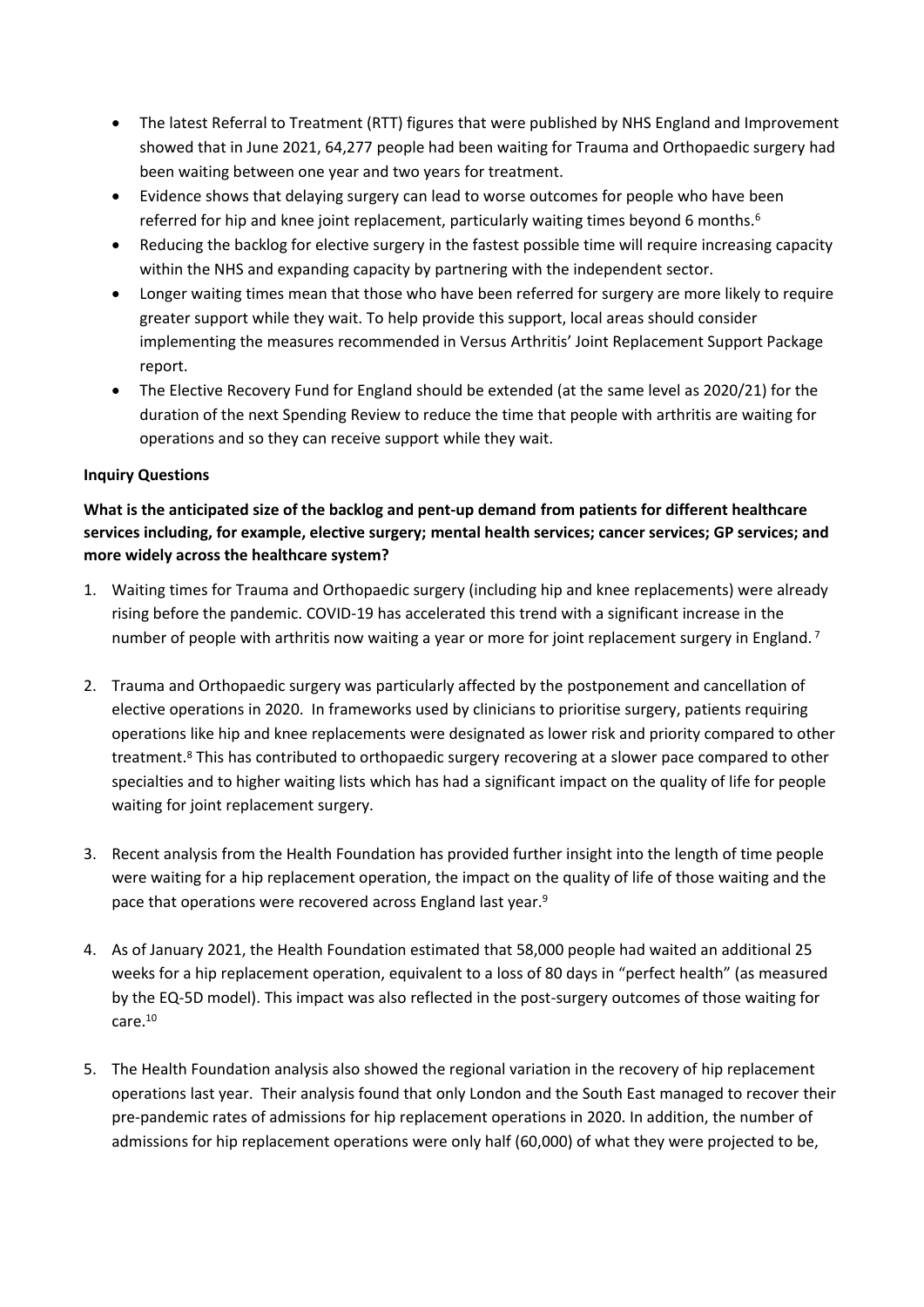- The latest Referral to Treatment (RTT) figures that were published by NHS England and Improvement showed that in June 2021, 64,277 people had been waiting for Trauma and Orthopaedic surgery had been waiting between one year and two years for treatment.
- Evidence shows that delaying surgery can lead to worse outcomes for people who have been referred for hip and knee joint replacement, particularly waiting times beyond 6 months.[6]
- Reducing the backlog for elective surgery in the fastest possible time will require increasing capacity within the NHS and expanding capacity by partnering with the independent sector.
- Longer waiting times mean that those who have been referred for surgery are more likely to require greater support while they wait. To help provide this support, local areas should consider implementing the measures recommended in Versus Arthritis' Joint Replacement Support Package report.
- The Elective Recovery Fund for England should be extended (at the same level as 2020/21) for the duration of the next Spending Review to reduce the time that people with arthritis are waiting for operations and so they can receive support while they wait.

**Inquiry Questions**

**What is the anticipated size of the backlog and pent-up demand from patients for different healthcare services including, for example, elective surgery; mental health services; cancer services; GP services; and more widely across the healthcare system?**

1. Waiting times for Trauma and Orthopaedic surgery (including hip and knee replacements) were already rising before the pandemic. COVID-19 has accelerated this trend with a significant increase in the number of people with arthritis now waiting a year or more for joint replacement surgery in England.[7]

2. Trauma and Orthopaedic surgery was particularly affected by the postponement and cancellation of elective operations in 2020. In frameworks used by clinicians to prioritise surgery, patients requiring operations like hip and knee replacements were designated as lower risk and priority compared to other treatment.[8] This has contributed to orthopaedic surgery recovering at a slower pace compared to other specialties and to higher waiting lists which has had a significant impact on the quality of life for people waiting for joint replacement surgery.

3. Recent analysis from the Health Foundation has provided further insight into the length of time people were waiting for a hip replacement operation, the impact on the quality of life of those waiting and the pace that operations were recovered across England last year.[9]

4. As of January 2021, the Health Foundation estimated that 58,000 people had waited an additional 25 weeks for a hip replacement operation, equivalent to a loss of 80 days in "perfect health" (as measured by the EQ-5D model). This impact was also reflected in the post-surgery outcomes of those waiting for care.[10]

5. The Health Foundation analysis also showed the regional variation in the recovery of hip replacement operations last year. Their analysis found that only London and the South East managed to recover their pre-pandemic rates of admissions for hip replacement operations in 2020. In addition, the number of admissions for hip replacement operations were only half (60,000) of what they were projected to be,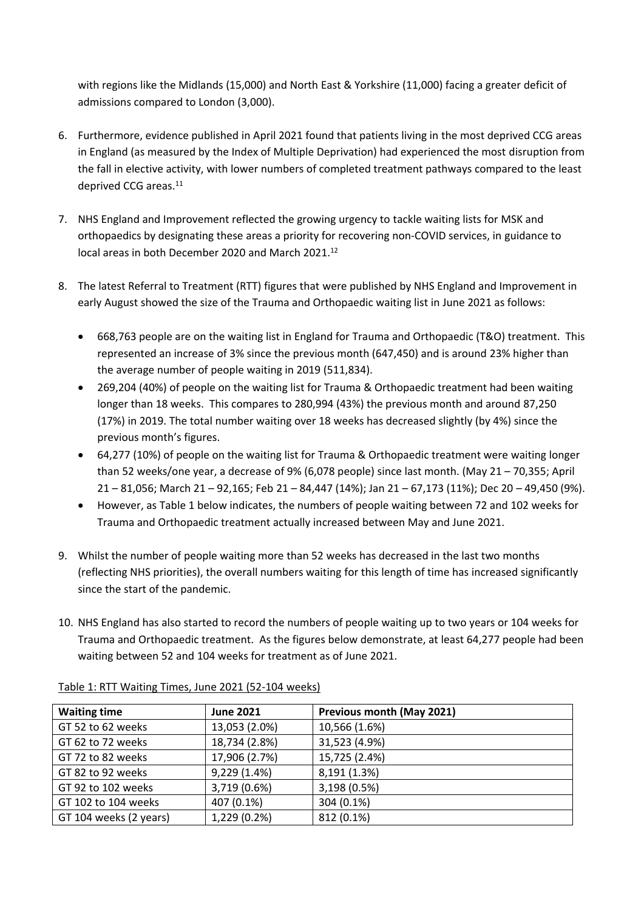with regions like the Midlands (15,000) and North East & Yorkshire (11,000) facing a greater deficit of admissions compared to London (3,000).

6. Furthermore, evidence published in April 2021 found that patients living in the most deprived CCG areas in England (as measured by the Index of Multiple Deprivation) had experienced the most disruption from the fall in elective activity, with lower numbers of completed treatment pathways compared to the least deprived CCG areas.[11]

7. NHS England and Improvement reflected the growing urgency to tackle waiting lists for MSK and orthopaedics by designating these areas a priority for recovering non-COVID services, in guidance to local areas in both December 2020 and March 2021.[12]

8. The latest Referral to Treatment (RTT) figures that were published by NHS England and Improvement in early August showed the size of the Trauma and Orthopaedic waiting list in June 2021 as follows:

   - 668,763 people are on the waiting list in England for Trauma and Orthopaedic (T&O) treatment. This represented an increase of 3% since the previous month (647,450) and is around 23% higher than the average number of people waiting in 2019 (511,834).
   - 269,204 (40%) of people on the waiting list for Trauma & Orthopaedic treatment had been waiting longer than 18 weeks. This compares to 280,994 (43%) the previous month and around 87,250 (17%) in 2019. The total number waiting over 18 weeks has decreased slightly (by 4%) since the previous month's figures.
   - 64,277 (10%) of people on the waiting list for Trauma & Orthopaedic treatment were waiting longer than 52 weeks/one year, a decrease of 9% (6,078 people) since last month. (May 21 – 70,355; April 21 – 81,056; March 21 – 92,165; Feb 21 – 84,447 (14%); Jan 21 – 67,173 (11%); Dec 20 – 49,450 (9%).
   - However, as Table 1 below indicates, the numbers of people waiting between 72 and 102 weeks for Trauma and Orthopaedic treatment actually increased between May and June 2021.

9. Whilst the number of people waiting more than 52 weeks has decreased in the last two months (reflecting NHS priorities), the overall numbers waiting for this length of time has increased significantly since the start of the pandemic.

10. NHS England has also started to record the numbers of people waiting up to two years or 104 weeks for Trauma and Orthopaedic treatment. As the figures below demonstrate, at least 64,277 people had been waiting between 52 and 104 weeks for treatment as of June 2021.

Table 1: RTT Waiting Times, June 2021 (52-104 weeks)

| Waiting time | June 2021 | Previous month (May 2021) |
|---|---|---|
| GT 52 to 62 weeks | 13,053 (2.0%) | 10,566 (1.6%) |
| GT 62 to 72 weeks | 18,734 (2.8%) | 31,523 (4.9%) |
| GT 72 to 82 weeks | 17,906 (2.7%) | 15,725 (2.4%) |
| GT 82 to 92 weeks | 9,229 (1.4%) | 8,191 (1.3%) |
| GT 92 to 102 weeks | 3,719 (0.6%) | 3,198 (0.5%) |
| GT 102 to 104 weeks | 407 (0.1%) | 304 (0.1%) |
| GT 104 weeks (2 years) | 1,229 (0.2%) | 812 (0.1%) |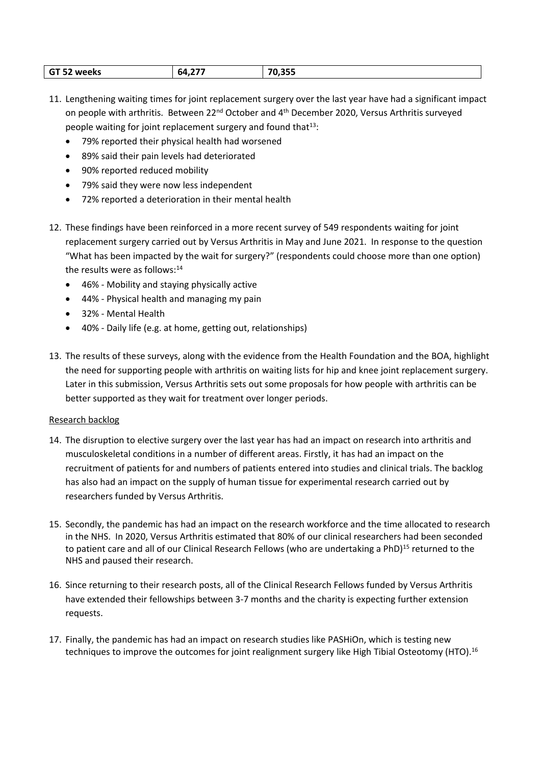| | | |
|---|---|---|
| GT 52 weeks | 64,277 | 70,355 |

11. Lengthening waiting times for joint replacement surgery over the last year have had a significant impact on people with arthritis. Between 22nd October and 4th December 2020, Versus Arthritis surveyed people waiting for joint replacement surgery and found that[13]:
    - 79% reported their physical health had worsened
    - 89% said their pain levels had deteriorated
    - 90% reported reduced mobility
    - 79% said they were now less independent
    - 72% reported a deterioration in their mental health

12. These findings have been reinforced in a more recent survey of 549 respondents waiting for joint replacement surgery carried out by Versus Arthritis in May and June 2021. In response to the question "What has been impacted by the wait for surgery?" (respondents could choose more than one option) the results were as follows:[14]
    - 46% - Mobility and staying physically active
    - 44% - Physical health and managing my pain
    - 32% - Mental Health
    - 40% - Daily life (e.g. at home, getting out, relationships)

13. The results of these surveys, along with the evidence from the Health Foundation and the BOA, highlight the need for supporting people with arthritis on waiting lists for hip and knee joint replacement surgery. Later in this submission, Versus Arthritis sets out some proposals for how people with arthritis can be better supported as they wait for treatment over longer periods.

<u>Research backlog</u>

14. The disruption to elective surgery over the last year has had an impact on research into arthritis and musculoskeletal conditions in a number of different areas. Firstly, it has had an impact on the recruitment of patients for and numbers of patients entered into studies and clinical trials. The backlog has also had an impact on the supply of human tissue for experimental research carried out by researchers funded by Versus Arthritis.

15. Secondly, the pandemic has had an impact on the research workforce and the time allocated to research in the NHS. In 2020, Versus Arthritis estimated that 80% of our clinical researchers had been seconded to patient care and all of our Clinical Research Fellows (who are undertaking a PhD)[15] returned to the NHS and paused their research.

16. Since returning to their research posts, all of the Clinical Research Fellows funded by Versus Arthritis have extended their fellowships between 3-7 months and the charity is expecting further extension requests.

17. Finally, the pandemic has had an impact on research studies like PASHiOn, which is testing new techniques to improve the outcomes for joint realignment surgery like High Tibial Osteotomy (HTO).[16]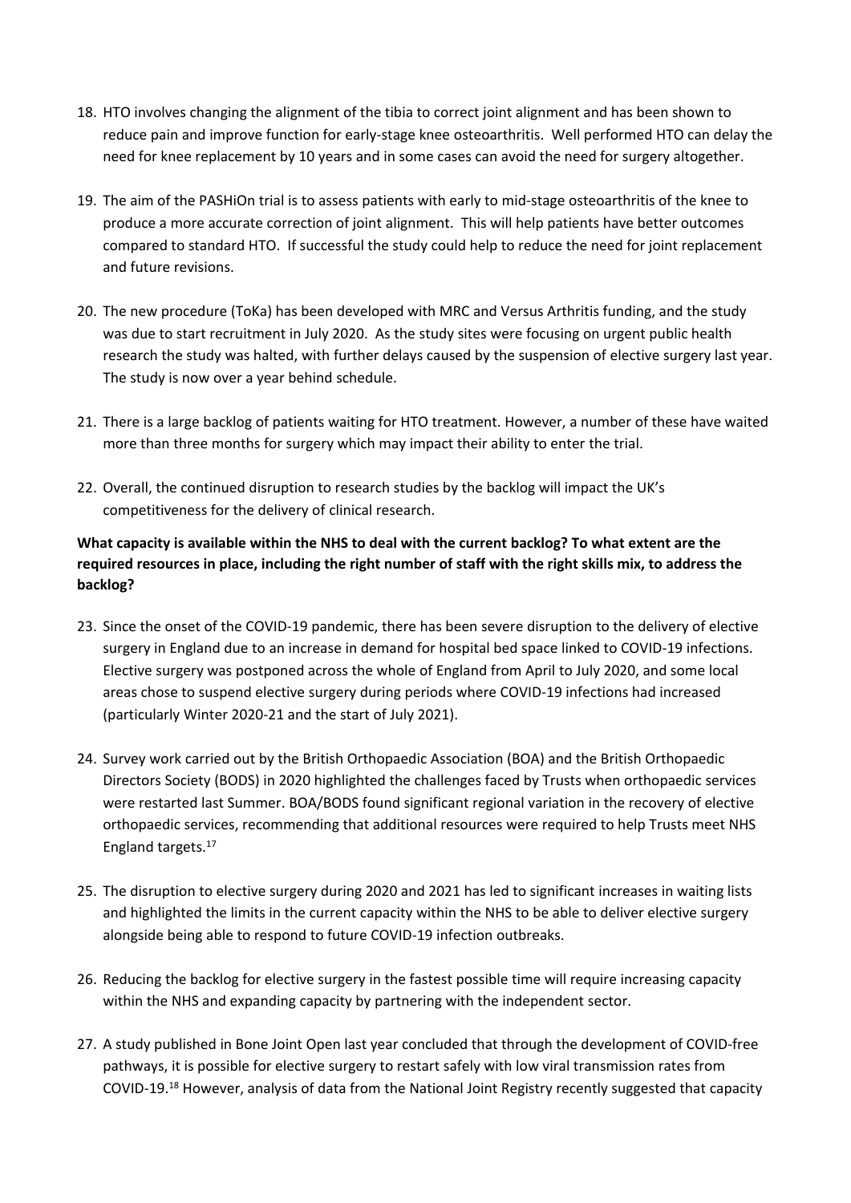18. HTO involves changing the alignment of the tibia to correct joint alignment and has been shown to reduce pain and improve function for early-stage knee osteoarthritis. Well performed HTO can delay the need for knee replacement by 10 years and in some cases can avoid the need for surgery altogether.

19. The aim of the PASHiOn trial is to assess patients with early to mid-stage osteoarthritis of the knee to produce a more accurate correction of joint alignment. This will help patients have better outcomes compared to standard HTO. If successful the study could help to reduce the need for joint replacement and future revisions.

20. The new procedure (ToKa) has been developed with MRC and Versus Arthritis funding, and the study was due to start recruitment in July 2020. As the study sites were focusing on urgent public health research the study was halted, with further delays caused by the suspension of elective surgery last year. The study is now over a year behind schedule.

21. There is a large backlog of patients waiting for HTO treatment. However, a number of these have waited more than three months for surgery which may impact their ability to enter the trial.

22. Overall, the continued disruption to research studies by the backlog will impact the UK's competitiveness for the delivery of clinical research.

**What capacity is available within the NHS to deal with the current backlog? To what extent are the required resources in place, including the right number of staff with the right skills mix, to address the backlog?**

23. Since the onset of the COVID-19 pandemic, there has been severe disruption to the delivery of elective surgery in England due to an increase in demand for hospital bed space linked to COVID-19 infections. Elective surgery was postponed across the whole of England from April to July 2020, and some local areas chose to suspend elective surgery during periods where COVID-19 infections had increased (particularly Winter 2020-21 and the start of July 2021).

24. Survey work carried out by the British Orthopaedic Association (BOA) and the British Orthopaedic Directors Society (BODS) in 2020 highlighted the challenges faced by Trusts when orthopaedic services were restarted last Summer. BOA/BODS found significant regional variation in the recovery of elective orthopaedic services, recommending that additional resources were required to help Trusts meet NHS England targets.[17]

25. The disruption to elective surgery during 2020 and 2021 has led to significant increases in waiting lists and highlighted the limits in the current capacity within the NHS to be able to deliver elective surgery alongside being able to respond to future COVID-19 infection outbreaks.

26. Reducing the backlog for elective surgery in the fastest possible time will require increasing capacity within the NHS and expanding capacity by partnering with the independent sector.

27. A study published in Bone Joint Open last year concluded that through the development of COVID-free pathways, it is possible for elective surgery to restart safely with low viral transmission rates from COVID-19.[18] However, analysis of data from the National Joint Registry recently suggested that capacity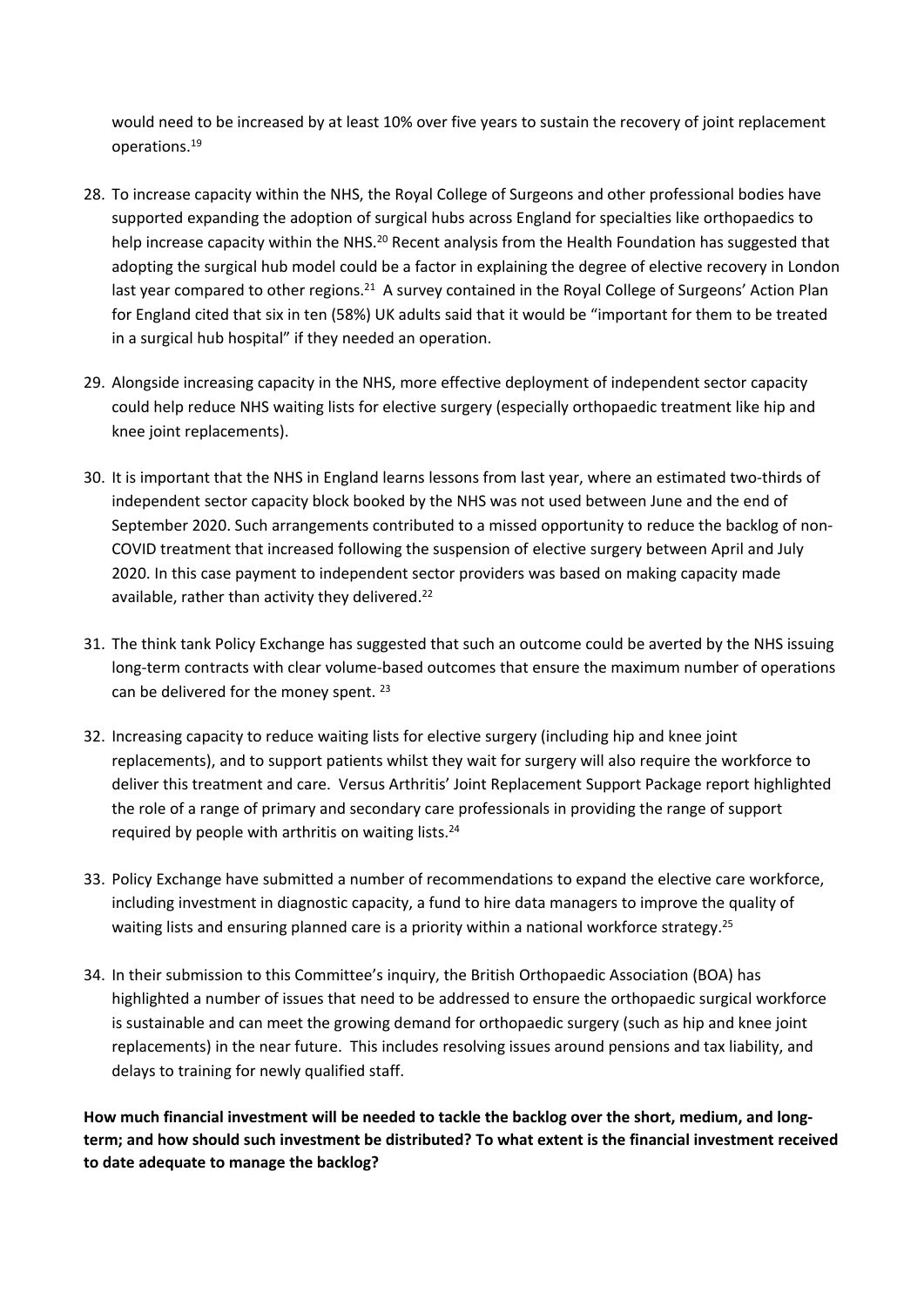would need to be increased by at least 10% over five years to sustain the recovery of joint replacement operations.[19]

28. To increase capacity within the NHS, the Royal College of Surgeons and other professional bodies have supported expanding the adoption of surgical hubs across England for specialties like orthopaedics to help increase capacity within the NHS.[20] Recent analysis from the Health Foundation has suggested that adopting the surgical hub model could be a factor in explaining the degree of elective recovery in London last year compared to other regions.[21] A survey contained in the Royal College of Surgeons' Action Plan for England cited that six in ten (58%) UK adults said that it would be "important for them to be treated in a surgical hub hospital" if they needed an operation.

29. Alongside increasing capacity in the NHS, more effective deployment of independent sector capacity could help reduce NHS waiting lists for elective surgery (especially orthopaedic treatment like hip and knee joint replacements).

30. It is important that the NHS in England learns lessons from last year, where an estimated two-thirds of independent sector capacity block booked by the NHS was not used between June and the end of September 2020. Such arrangements contributed to a missed opportunity to reduce the backlog of non-COVID treatment that increased following the suspension of elective surgery between April and July 2020. In this case payment to independent sector providers was based on making capacity made available, rather than activity they delivered.[22]

31. The think tank Policy Exchange has suggested that such an outcome could be averted by the NHS issuing long-term contracts with clear volume-based outcomes that ensure the maximum number of operations can be delivered for the money spent. [23]

32. Increasing capacity to reduce waiting lists for elective surgery (including hip and knee joint replacements), and to support patients whilst they wait for surgery will also require the workforce to deliver this treatment and care. Versus Arthritis' Joint Replacement Support Package report highlighted the role of a range of primary and secondary care professionals in providing the range of support required by people with arthritis on waiting lists.[24]

33. Policy Exchange have submitted a number of recommendations to expand the elective care workforce, including investment in diagnostic capacity, a fund to hire data managers to improve the quality of waiting lists and ensuring planned care is a priority within a national workforce strategy.[25]

34. In their submission to this Committee's inquiry, the British Orthopaedic Association (BOA) has highlighted a number of issues that need to be addressed to ensure the orthopaedic surgical workforce is sustainable and can meet the growing demand for orthopaedic surgery (such as hip and knee joint replacements) in the near future. This includes resolving issues around pensions and tax liability, and delays to training for newly qualified staff.

**How much financial investment will be needed to tackle the backlog over the short, medium, and long-term; and how should such investment be distributed? To what extent is the financial investment received to date adequate to manage the backlog?**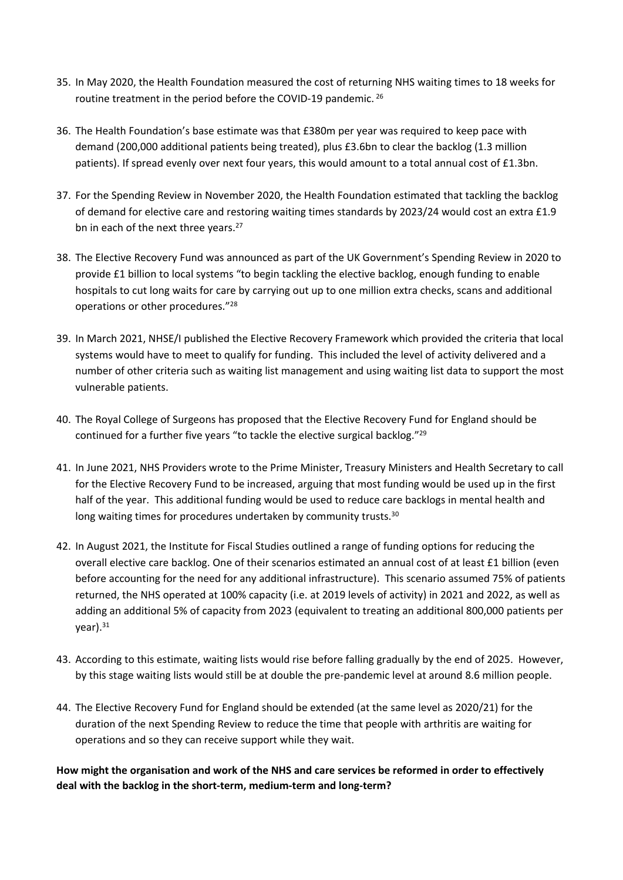35. In May 2020, the Health Foundation measured the cost of returning NHS waiting times to 18 weeks for routine treatment in the period before the COVID-19 pandemic. [26]

36. The Health Foundation's base estimate was that £380m per year was required to keep pace with demand (200,000 additional patients being treated), plus £3.6bn to clear the backlog (1.3 million patients). If spread evenly over next four years, this would amount to a total annual cost of £1.3bn.

37. For the Spending Review in November 2020, the Health Foundation estimated that tackling the backlog of demand for elective care and restoring waiting times standards by 2023/24 would cost an extra £1.9 bn in each of the next three years.[27]

38. The Elective Recovery Fund was announced as part of the UK Government's Spending Review in 2020 to provide £1 billion to local systems "to begin tackling the elective backlog, enough funding to enable hospitals to cut long waits for care by carrying out up to one million extra checks, scans and additional operations or other procedures."[28]

39. In March 2021, NHSE/I published the Elective Recovery Framework which provided the criteria that local systems would have to meet to qualify for funding. This included the level of activity delivered and a number of other criteria such as waiting list management and using waiting list data to support the most vulnerable patients.

40. The Royal College of Surgeons has proposed that the Elective Recovery Fund for England should be continued for a further five years "to tackle the elective surgical backlog."[29]

41. In June 2021, NHS Providers wrote to the Prime Minister, Treasury Ministers and Health Secretary to call for the Elective Recovery Fund to be increased, arguing that most funding would be used up in the first half of the year. This additional funding would be used to reduce care backlogs in mental health and long waiting times for procedures undertaken by community trusts.[30]

42. In August 2021, the Institute for Fiscal Studies outlined a range of funding options for reducing the overall elective care backlog. One of their scenarios estimated an annual cost of at least £1 billion (even before accounting for the need for any additional infrastructure). This scenario assumed 75% of patients returned, the NHS operated at 100% capacity (i.e. at 2019 levels of activity) in 2021 and 2022, as well as adding an additional 5% of capacity from 2023 (equivalent to treating an additional 800,000 patients per year).[31]

43. According to this estimate, waiting lists would rise before falling gradually by the end of 2025. However, by this stage waiting lists would still be at double the pre-pandemic level at around 8.6 million people.

44. The Elective Recovery Fund for England should be extended (at the same level as 2020/21) for the duration of the next Spending Review to reduce the time that people with arthritis are waiting for operations and so they can receive support while they wait.

**How might the organisation and work of the NHS and care services be reformed in order to effectively deal with the backlog in the short-term, medium-term and long-term?**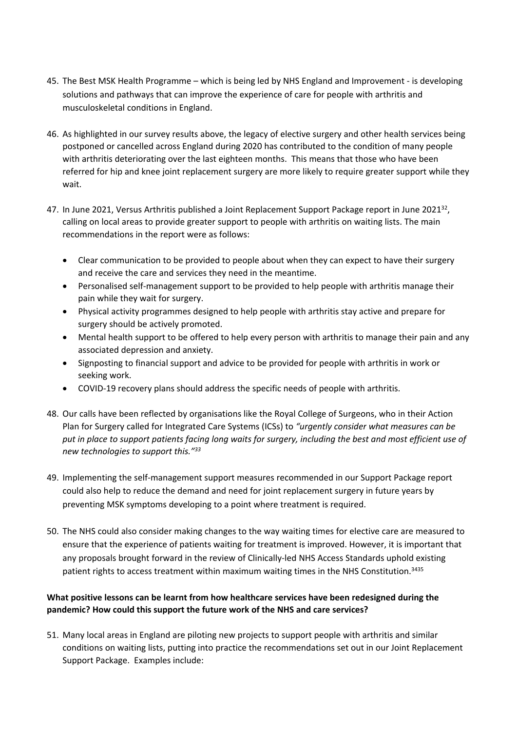45. The Best MSK Health Programme – which is being led by NHS England and Improvement - is developing solutions and pathways that can improve the experience of care for people with arthritis and musculoskeletal conditions in England.

46. As highlighted in our survey results above, the legacy of elective surgery and other health services being postponed or cancelled across England during 2020 has contributed to the condition of many people with arthritis deteriorating over the last eighteen months. This means that those who have been referred for hip and knee joint replacement surgery are more likely to require greater support while they wait.

47. In June 2021, Versus Arthritis published a Joint Replacement Support Package report in June 2021[32], calling on local areas to provide greater support to people with arthritis on waiting lists. The main recommendations in the report were as follows:

    - Clear communication to be provided to people about when they can expect to have their surgery and receive the care and services they need in the meantime.
    - Personalised self-management support to be provided to help people with arthritis manage their pain while they wait for surgery.
    - Physical activity programmes designed to help people with arthritis stay active and prepare for surgery should be actively promoted.
    - Mental health support to be offered to help every person with arthritis to manage their pain and any associated depression and anxiety.
    - Signposting to financial support and advice to be provided for people with arthritis in work or seeking work.
    - COVID-19 recovery plans should address the specific needs of people with arthritis.

48. Our calls have been reflected by organisations like the Royal College of Surgeons, who in their Action Plan for Surgery called for Integrated Care Systems (ICSs) to *"urgently consider what measures can be put in place to support patients facing long waits for surgery, including the best and most efficient use of new technologies to support this."*[33]

49. Implementing the self-management support measures recommended in our Support Package report could also help to reduce the demand and need for joint replacement surgery in future years by preventing MSK symptoms developing to a point where treatment is required.

50. The NHS could also consider making changes to the way waiting times for elective care are measured to ensure that the experience of patients waiting for treatment is improved. However, it is important that any proposals brought forward in the review of Clinically-led NHS Access Standards uphold existing patient rights to access treatment within maximum waiting times in the NHS Constitution.[34,35]

**What positive lessons can be learnt from how healthcare services have been redesigned during the pandemic? How could this support the future work of the NHS and care services?**

51. Many local areas in England are piloting new projects to support people with arthritis and similar conditions on waiting lists, putting into practice the recommendations set out in our Joint Replacement Support Package. Examples include: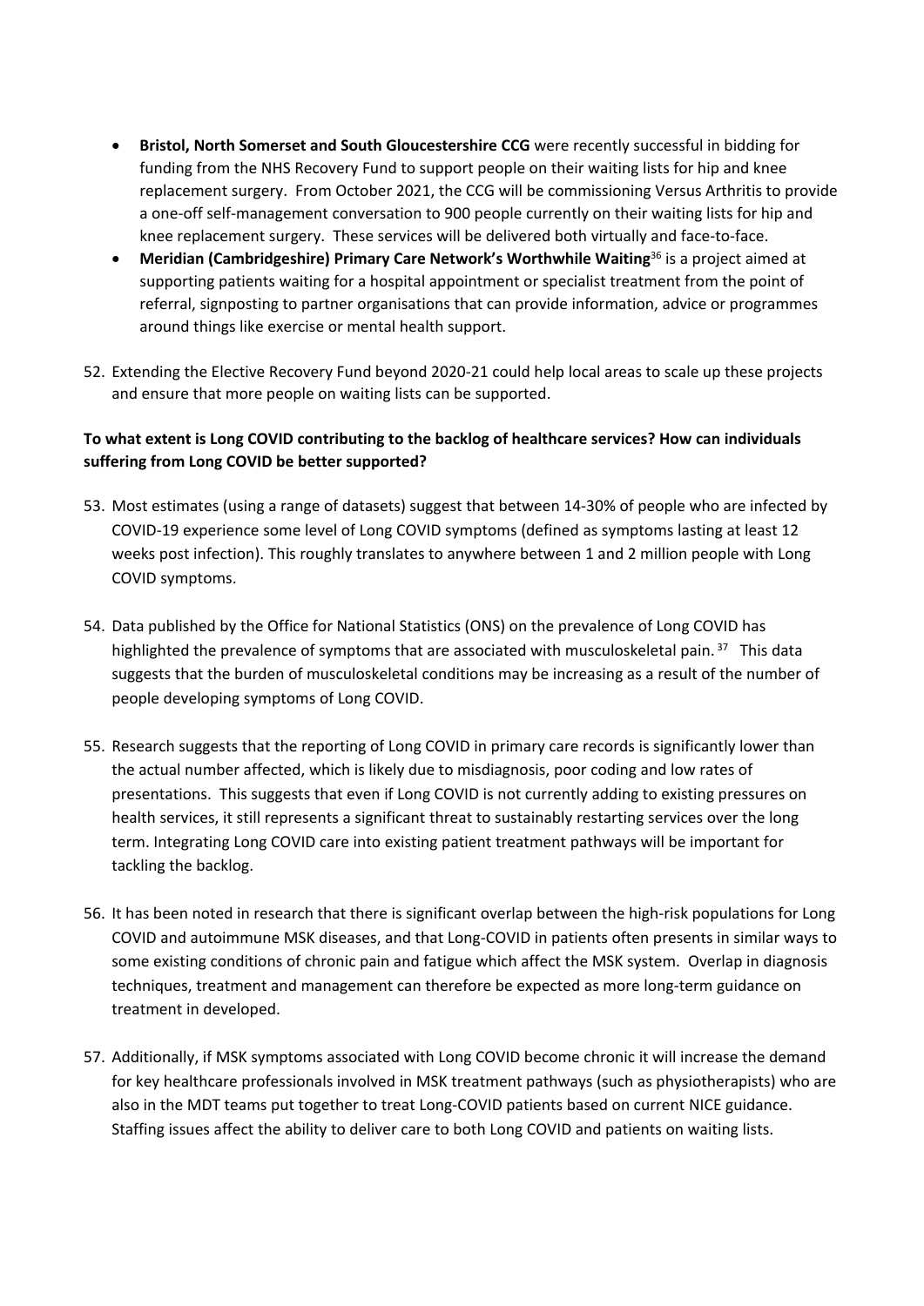- **Bristol, North Somerset and South Gloucestershire CCG** were recently successful in bidding for funding from the NHS Recovery Fund to support people on their waiting lists for hip and knee replacement surgery. From October 2021, the CCG will be commissioning Versus Arthritis to provide a one-off self-management conversation to 900 people currently on their waiting lists for hip and knee replacement surgery. These services will be delivered both virtually and face-to-face.
- **Meridian (Cambridgeshire) Primary Care Network's Worthwhile Waiting**[36] is a project aimed at supporting patients waiting for a hospital appointment or specialist treatment from the point of referral, signposting to partner organisations that can provide information, advice or programmes around things like exercise or mental health support.

52. Extending the Elective Recovery Fund beyond 2020-21 could help local areas to scale up these projects and ensure that more people on waiting lists can be supported.

**To what extent is Long COVID contributing to the backlog of healthcare services? How can individuals suffering from Long COVID be better supported?**

53. Most estimates (using a range of datasets) suggest that between 14-30% of people who are infected by COVID-19 experience some level of Long COVID symptoms (defined as symptoms lasting at least 12 weeks post infection). This roughly translates to anywhere between 1 and 2 million people with Long COVID symptoms.

54. Data published by the Office for National Statistics (ONS) on the prevalence of Long COVID has highlighted the prevalence of symptoms that are associated with musculoskeletal pain.[37] This data suggests that the burden of musculoskeletal conditions may be increasing as a result of the number of people developing symptoms of Long COVID.

55. Research suggests that the reporting of Long COVID in primary care records is significantly lower than the actual number affected, which is likely due to misdiagnosis, poor coding and low rates of presentations. This suggests that even if Long COVID is not currently adding to existing pressures on health services, it still represents a significant threat to sustainably restarting services over the long term. Integrating Long COVID care into existing patient treatment pathways will be important for tackling the backlog.

56. It has been noted in research that there is significant overlap between the high-risk populations for Long COVID and autoimmune MSK diseases, and that Long-COVID in patients often presents in similar ways to some existing conditions of chronic pain and fatigue which affect the MSK system. Overlap in diagnosis techniques, treatment and management can therefore be expected as more long-term guidance on treatment in developed.

57. Additionally, if MSK symptoms associated with Long COVID become chronic it will increase the demand for key healthcare professionals involved in MSK treatment pathways (such as physiotherapists) who are also in the MDT teams put together to treat Long-COVID patients based on current NICE guidance. Staffing issues affect the ability to deliver care to both Long COVID and patients on waiting lists.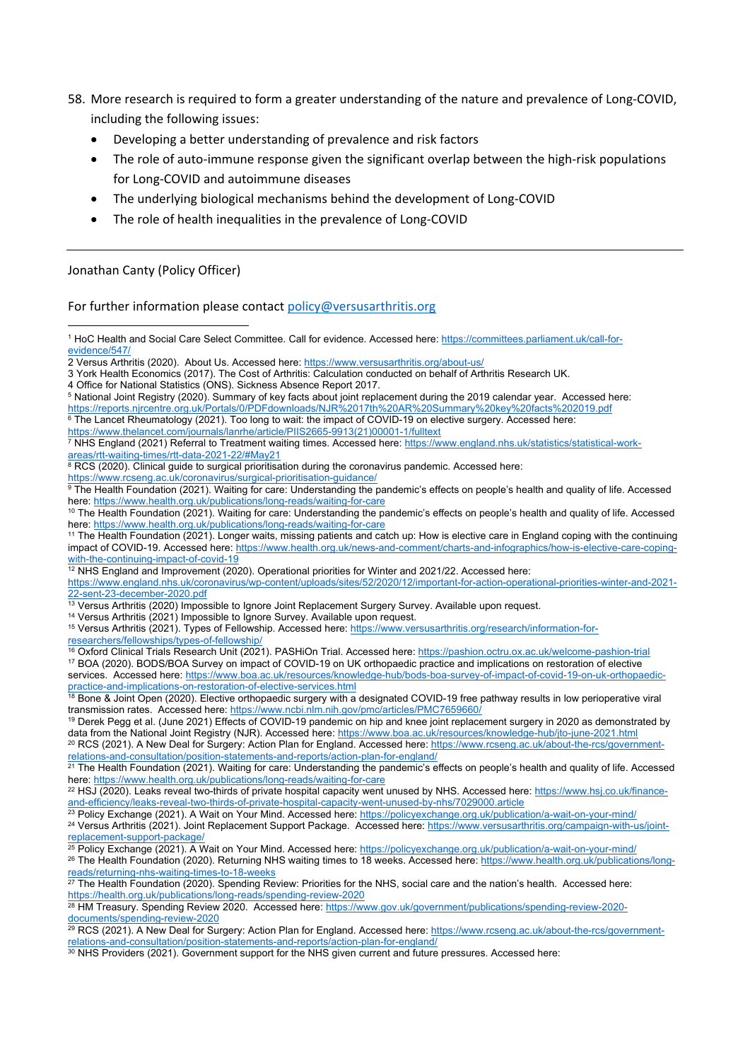58. More research is required to form a greater understanding of the nature and prevalence of Long-COVID, including the following issues:
    - Developing a better understanding of prevalence and risk factors
    - The role of auto-immune response given the significant overlap between the high-risk populations for Long-COVID and autoimmune diseases
    - The underlying biological mechanisms behind the development of Long-COVID
    - The role of health inequalities in the prevalence of Long-COVID

---

Jonathan Canty (Policy Officer)

For further information please contact policy@versusarthritis.org

---

[1] HoC Health and Social Care Select Committee. Call for evidence. Accessed here: https://committees.parliament.uk/call-for-evidence/547/

2 Versus Arthritis (2020). About Us. Accessed here: https://www.versusarthritis.org/about-us/

3 York Health Economics (2017). The Cost of Arthritis: Calculation conducted on behalf of Arthritis Research UK.

4 Office for National Statistics (ONS). Sickness Absence Report 2017.

[5] National Joint Registry (2020). Summary of key facts about joint replacement during the 2019 calendar year. Accessed here: https://reports.njrcentre.org.uk/Portals/0/PDFdownloads/NJR%2017th%20AR%20Summary%20key%20facts%202019.pdf

[6] The Lancet Rheumatology (2021). Too long to wait: the impact of COVID-19 on elective surgery. Accessed here: https://www.thelancet.com/journals/lanrhe/article/PIIS2665-9913(21)00001-1/fulltext

[7] NHS England (2021) Referral to Treatment waiting times. Accessed here: https://www.england.nhs.uk/statistics/statistical-work-areas/rtt-waiting-times/rtt-data-2021-22/#May21

[8] RCS (2020). Clinical guide to surgical prioritisation during the coronavirus pandemic. Accessed here: https://www.rcseng.ac.uk/coronavirus/surgical-prioritisation-guidance/

[9] The Health Foundation (2021). Waiting for care: Understanding the pandemic's effects on people's health and quality of life. Accessed here: https://www.health.org.uk/publications/long-reads/waiting-for-care

[10] The Health Foundation (2021). Waiting for care: Understanding the pandemic's effects on people's health and quality of life. Accessed here: https://www.health.org.uk/publications/long-reads/waiting-for-care

[11] The Health Foundation (2021). Longer waits, missing patients and catch up: How is elective care in England coping with the continuing impact of COVID-19. Accessed here: https://www.health.org.uk/news-and-comment/charts-and-infographics/how-is-elective-care-coping-with-the-continuing-impact-of-covid-19

[12] NHS England and Improvement (2020). Operational priorities for Winter and 2021/22. Accessed here: https://www.england.nhs.uk/coronavirus/wp-content/uploads/sites/52/2020/12/important-for-action-operational-priorities-winter-and-2021-22-sent-23-december-2020.pdf

[13] Versus Arthritis (2020) Impossible to Ignore Joint Replacement Surgery Survey. Available upon request.

[14] Versus Arthritis (2021) Impossible to Ignore Survey. Available upon request.

[15] Versus Arthritis (2021). Types of Fellowship. Accessed here: https://www.versusarthritis.org/research/information-for-researchers/fellowships/types-of-fellowship/

[16] Oxford Clinical Trials Research Unit (2021). PASHiOn Trial. Accessed here: https://pashion.octru.ox.ac.uk/welcome-pashion-trial

[17] BOA (2020). BODS/BOA Survey on impact of COVID-19 on UK orthopaedic practice and implications on restoration of elective services. Accessed here: https://www.boa.ac.uk/resources/knowledge-hub/bods-boa-survey-of-impact-of-covid-19-on-uk-orthopaedic-practice-and-implications-on-restoration-of-elective-services.html

[18] Bone & Joint Open (2020). Elective orthopaedic surgery with a designated COVID-19 free pathway results in low perioperative viral transmission rates. Accessed here: https://www.ncbi.nlm.nih.gov/pmc/articles/PMC7659660/

[19] Derek Pegg et al. (June 2021) Effects of COVID-19 pandemic on hip and knee joint replacement surgery in 2020 as demonstrated by data from the National Joint Registry (NJR). Accessed here: https://www.boa.ac.uk/resources/knowledge-hub/jto-june-2021.html

[20] RCS (2021). A New Deal for Surgery: Action Plan for England. Accessed here: https://www.rcseng.ac.uk/about-the-rcs/government-relations-and-consultation/position-statements-and-reports/action-plan-for-england/

[21] The Health Foundation (2021). Waiting for care: Understanding the pandemic's effects on people's health and quality of life. Accessed here: https://www.health.org.uk/publications/long-reads/waiting-for-care

[22] HSJ (2020). Leaks reveal two-thirds of private hospital capacity went unused by NHS. Accessed here: https://www.hsj.co.uk/finance-and-efficiency/leaks-reveal-two-thirds-of-private-hospital-capacity-went-unused-by-nhs/7029000.article

[23] Policy Exchange (2021). A Wait on Your Mind. Accessed here: https://policyexchange.org.uk/publication/a-wait-on-your-mind/

[24] Versus Arthritis (2021). Joint Replacement Support Package. Accessed here: https://www.versusarthritis.org/campaign-with-us/joint-replacement-support-package/

[25] Policy Exchange (2021). A Wait on Your Mind. Accessed here: https://policyexchange.org.uk/publication/a-wait-on-your-mind/

[26] The Health Foundation (2020). Returning NHS waiting times to 18 weeks. Accessed here: https://www.health.org.uk/publications/long-reads/returning-nhs-waiting-times-to-18-weeks

[27] The Health Foundation (2020). Spending Review: Priorities for the NHS, social care and the nation's health. Accessed here: https://health.org.uk/publications/long-reads/spending-review-2020

[28] HM Treasury. Spending Review 2020. Accessed here: https://www.gov.uk/government/publications/spending-review-2020-documents/spending-review-2020

[29] RCS (2021). A New Deal for Surgery: Action Plan for England. Accessed here: https://www.rcseng.ac.uk/about-the-rcs/government-relations-and-consultation/position-statements-and-reports/action-plan-for-england/

[30] NHS Providers (2021). Government support for the NHS given current and future pressures. Accessed here: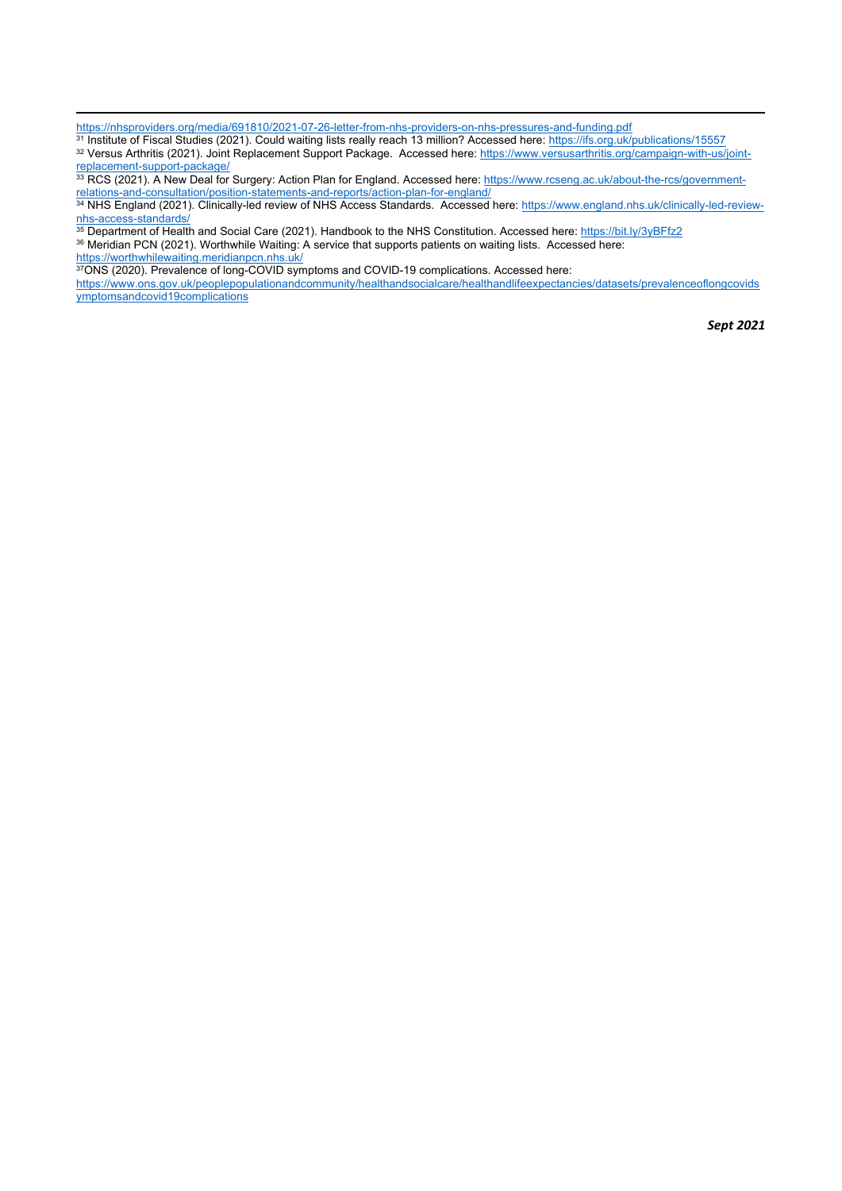https://nhsproviders.org/media/691810/2021-07-26-letter-from-nhs-providers-on-nhs-pressures-and-funding.pdf

[31] Institute of Fiscal Studies (2021). Could waiting lists really reach 13 million? Accessed here: https://ifs.org.uk/publications/15557

[32] Versus Arthritis (2021). Joint Replacement Support Package. Accessed here: https://www.versusarthritis.org/campaign-with-us/joint-replacement-support-package/

[33] RCS (2021). A New Deal for Surgery: Action Plan for England. Accessed here: https://www.rcseng.ac.uk/about-the-rcs/government-relations-and-consultation/position-statements-and-reports/action-plan-for-england/

[34] NHS England (2021). Clinically-led review of NHS Access Standards. Accessed here: https://www.england.nhs.uk/clinically-led-review-nhs-access-standards/

[35] Department of Health and Social Care (2021). Handbook to the NHS Constitution. Accessed here: https://bit.ly/3yBFfz2

[36] Meridian PCN (2021). Worthwhile Waiting: A service that supports patients on waiting lists. Accessed here: https://worthwhilewaiting.meridianpcn.nhs.uk/

[37] ONS (2020). Prevalence of long-COVID symptoms and COVID-19 complications. Accessed here: https://www.ons.gov.uk/peoplepopulationandcommunity/healthandsocialcare/healthandlifeexpectancies/datasets/prevalenceoflongcovidsymptomsandcovid19complications

***Sept 2021***